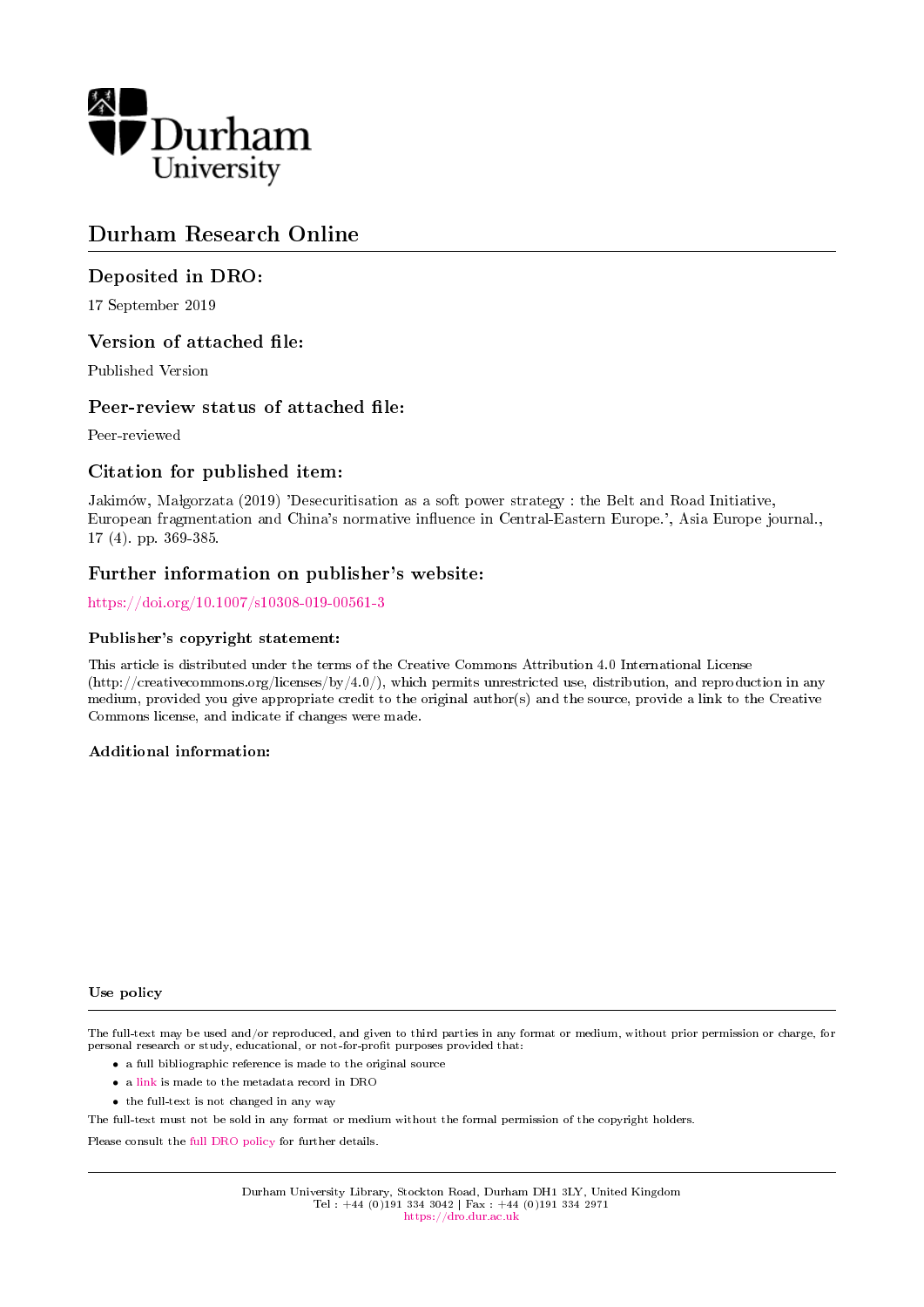# Durham Research Online

## Deposited in DRO:

17 September 2019

## Version of attached file:

Published Version

## Peer-review status of attached file:

Peer-reviewed

## Citation for published item:

Jakimów, Małgorzata (2019) 'Desecuritisation as a soft power strategy : the Belt and Road Initiative, European fragmentation and China's normative influence in Central-Eastern Europe.', Asia Europe journal., 17 (4). pp. 369-385.

## Further information on publisher's website:

https://doi.org/10.1007/s10308-019-00561-3

### Publisher's copyright statement:

This article is distributed under the terms of the Creative Commons Attribution 4.0 International License (http://creativecommons.org/licenses/by/4.0/), which permits unrestricted use, distribution, and reproduction in any medium, provided you give appropriate credit to the original author(s) and the source, provide a link to the Creative Commons license, and indicate if changes were made.

### Additional information:

### Use policy

The full-text may be used and/or reproduced, and given to third parties in any format or medium, without prior permission or charge, for personal research or study, educational, or not-for-profit purposes provided that:

- a full bibliographic reference is made to the original source
- a link is made to the metadata record in DRO
- the full-text is not changed in any way

The full-text must not be sold in any format or medium without the formal permission of the copyright holders.

Please consult the full DRO policy for further details.

Durham University Library, Stockton Road, Durham DH1 3LY, United Kingdom
Tel : +44 (0)191 334 3042 | Fax : +44 (0)191 334 2971
https://dro.dur.ac.uk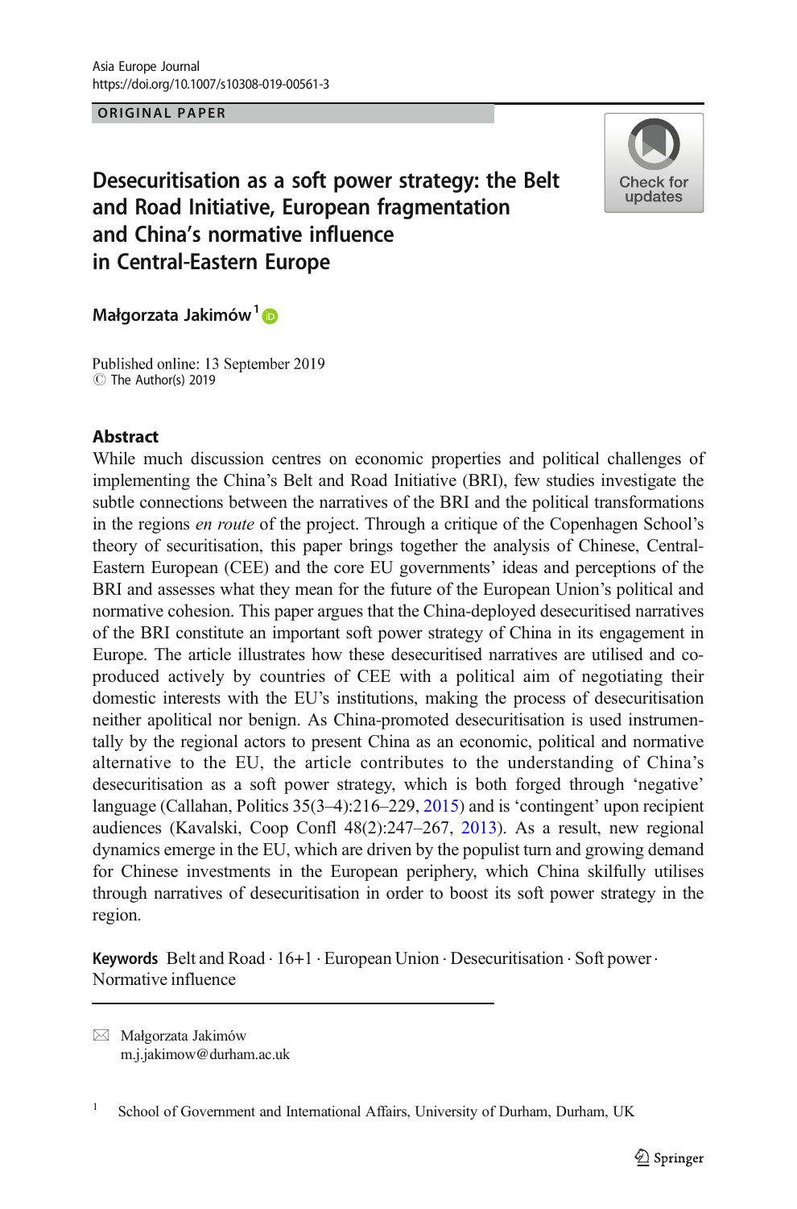Asia Europe Journal
https://doi.org/10.1007/s10308-019-00561-3

ORIGINAL PAPER

# Desecuritisation as a soft power strategy: the Belt and Road Initiative, European fragmentation and China's normative influence in Central-Eastern Europe

**Małgorzata Jakimów**[1]

Published online: 13 September 2019
© The Author(s) 2019

## Abstract

While much discussion centres on economic properties and political challenges of implementing the China's Belt and Road Initiative (BRI), few studies investigate the subtle connections between the narratives of the BRI and the political transformations in the regions *en route* of the project. Through a critique of the Copenhagen School's theory of securitisation, this paper brings together the analysis of Chinese, Central-Eastern European (CEE) and the core EU governments' ideas and perceptions of the BRI and assesses what they mean for the future of the European Union's political and normative cohesion. This paper argues that the China-deployed desecuritised narratives of the BRI constitute an important soft power strategy of China in its engagement in Europe. The article illustrates how these desecuritised narratives are utilised and co-produced actively by countries of CEE with a political aim of negotiating their domestic interests with the EU's institutions, making the process of desecuritisation neither apolitical nor benign. As China-promoted desecuritisation is used instrumentally by the regional actors to present China as an economic, political and normative alternative to the EU, the article contributes to the understanding of China's desecuritisation as a soft power strategy, which is both forged through 'negative' language (Callahan, Politics 35(3–4):216–229, 2015) and is 'contingent' upon recipient audiences (Kavalski, Coop Confl 48(2):247–267, 2013). As a result, new regional dynamics emerge in the EU, which are driven by the populist turn and growing demand for Chinese investments in the European periphery, which China skilfully utilises through narratives of desecuritisation in order to boost its soft power strategy in the region.

**Keywords** Belt and Road · 16+1 · European Union · Desecuritisation · Soft power · Normative influence

---

✉ Małgorzata Jakimów
m.j.jakimow@durham.ac.uk

[1] School of Government and International Affairs, University of Durham, Durham, UK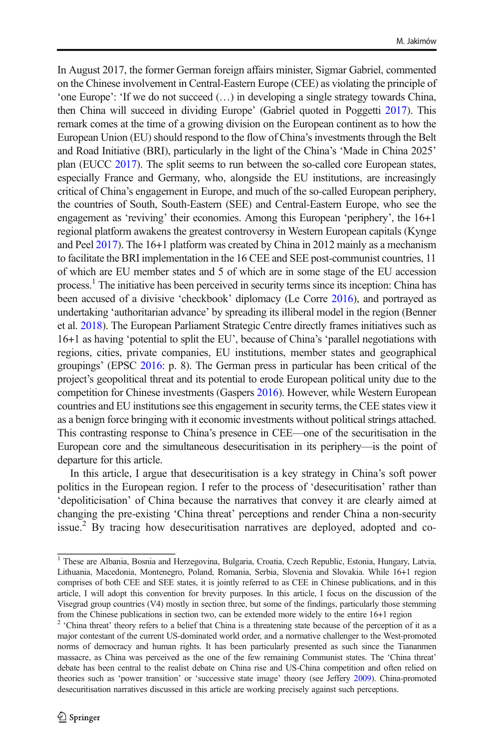In August 2017, the former German foreign affairs minister, Sigmar Gabriel, commented on the Chinese involvement in Central-Eastern Europe (CEE) as violating the principle of 'one Europe': 'If we do not succeed (…) in developing a single strategy towards China, then China will succeed in dividing Europe' (Gabriel quoted in Poggetti 2017). This remark comes at the time of a growing division on the European continent as to how the European Union (EU) should respond to the flow of China's investments through the Belt and Road Initiative (BRI), particularly in the light of the China's 'Made in China 2025' plan (EUCC 2017). The split seems to run between the so-called core European states, especially France and Germany, who, alongside the EU institutions, are increasingly critical of China's engagement in Europe, and much of the so-called European periphery, the countries of South, South-Eastern (SEE) and Central-Eastern Europe, who see the engagement as 'reviving' their economies. Among this European 'periphery', the 16+1 regional platform awakens the greatest controversy in Western European capitals (Kynge and Peel 2017). The 16+1 platform was created by China in 2012 mainly as a mechanism to facilitate the BRI implementation in the 16 CEE and SEE post-communist countries, 11 of which are EU member states and 5 of which are in some stage of the EU accession process.[1] The initiative has been perceived in security terms since its inception: China has been accused of a divisive 'checkbook' diplomacy (Le Corre 2016), and portrayed as undertaking 'authoritarian advance' by spreading its illiberal model in the region (Benner et al. 2018). The European Parliament Strategic Centre directly frames initiatives such as 16+1 as having 'potential to split the EU', because of China's 'parallel negotiations with regions, cities, private companies, EU institutions, member states and geographical groupings' (EPSC 2016: p. 8). The German press in particular has been critical of the project's geopolitical threat and its potential to erode European political unity due to the competition for Chinese investments (Gaspers 2016). However, while Western European countries and EU institutions see this engagement in security terms, the CEE states view it as a benign force bringing with it economic investments without political strings attached. This contrasting response to China's presence in CEE—one of the securitisation in the European core and the simultaneous desecuritisation in its periphery—is the point of departure for this article.

In this article, I argue that desecuritisation is a key strategy in China's soft power politics in the European region. I refer to the process of 'desecuritisation' rather than 'depoliticisation' of China because the narratives that convey it are clearly aimed at changing the pre-existing 'China threat' perceptions and render China a non-security issue.[2] By tracing how desecuritisation narratives are deployed, adopted and co-

[1] These are Albania, Bosnia and Herzegovina, Bulgaria, Croatia, Czech Republic, Estonia, Hungary, Latvia, Lithuania, Macedonia, Montenegro, Poland, Romania, Serbia, Slovenia and Slovakia. While 16+1 region comprises of both CEE and SEE states, it is jointly referred to as CEE in Chinese publications, and in this article, I will adopt this convention for brevity purposes. In this article, I focus on the discussion of the Visegrad group countries (V4) mostly in section three, but some of the findings, particularly those stemming from the Chinese publications in section two, can be extended more widely to the entire 16+1 region

[2] 'China threat' theory refers to a belief that China is a threatening state because of the perception of it as a major contestant of the current US-dominated world order, and a normative challenger to the West-promoted norms of democracy and human rights. It has been particularly presented as such since the Tiananmen massacre, as China was perceived as the one of the few remaining Communist states. The 'China threat' debate has been central to the realist debate on China rise and US-China competition and often relied on theories such as 'power transition' or 'successive state image' theory (see Jeffery 2009). China-promoted desecuritisation narratives discussed in this article are working precisely against such perceptions.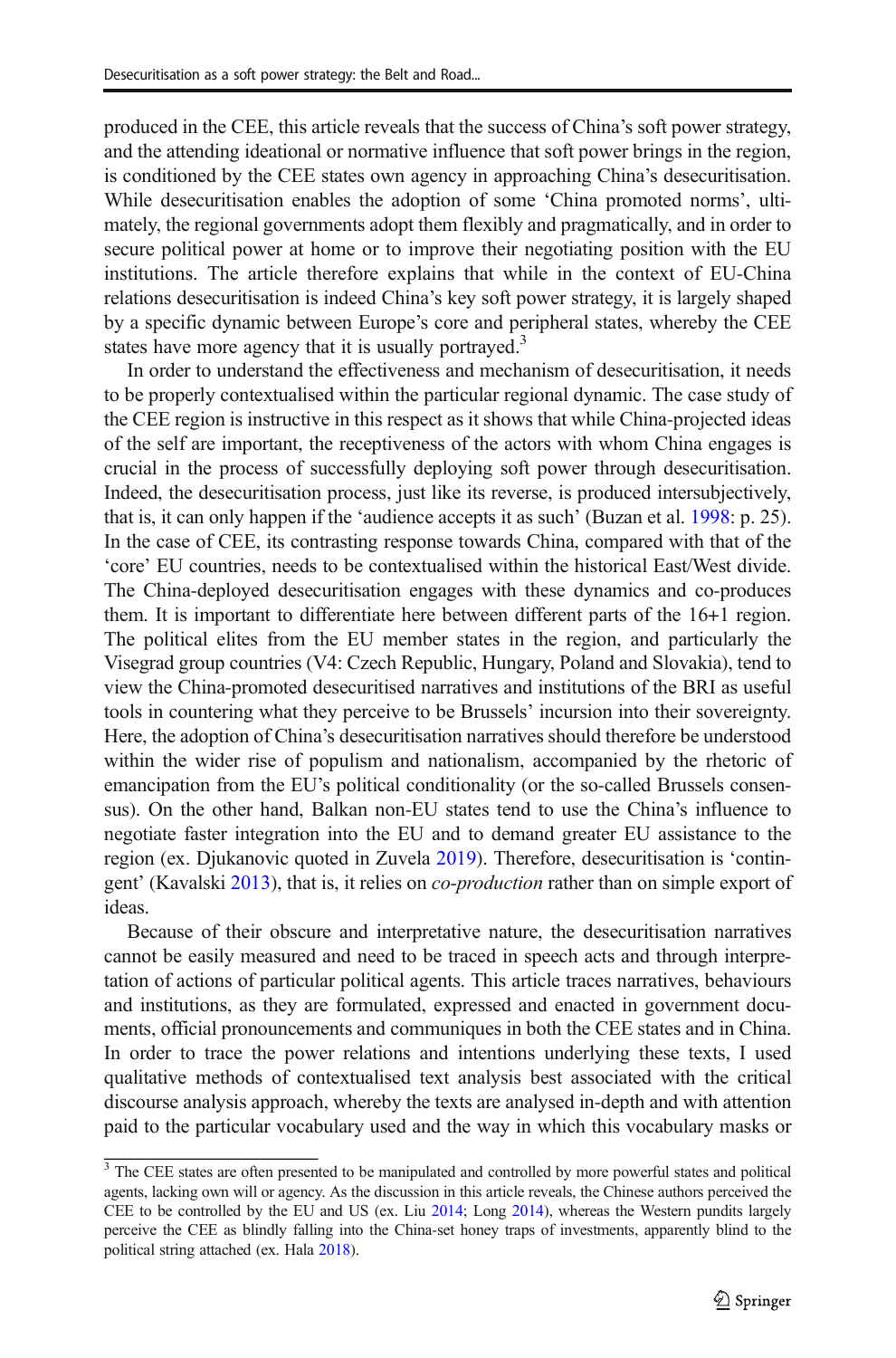produced in the CEE, this article reveals that the success of China's soft power strategy, and the attending ideational or normative influence that soft power brings in the region, is conditioned by the CEE states own agency in approaching China's desecuritisation. While desecuritisation enables the adoption of some 'China promoted norms', ultimately, the regional governments adopt them flexibly and pragmatically, and in order to secure political power at home or to improve their negotiating position with the EU institutions. The article therefore explains that while in the context of EU-China relations desecuritisation is indeed China's key soft power strategy, it is largely shaped by a specific dynamic between Europe's core and peripheral states, whereby the CEE states have more agency that it is usually portrayed.[3]

In order to understand the effectiveness and mechanism of desecuritisation, it needs to be properly contextualised within the particular regional dynamic. The case study of the CEE region is instructive in this respect as it shows that while China-projected ideas of the self are important, the receptiveness of the actors with whom China engages is crucial in the process of successfully deploying soft power through desecuritisation. Indeed, the desecuritisation process, just like its reverse, is produced intersubjectively, that is, it can only happen if the 'audience accepts it as such' (Buzan et al. 1998: p. 25). In the case of CEE, its contrasting response towards China, compared with that of the 'core' EU countries, needs to be contextualised within the historical East/West divide. The China-deployed desecuritisation engages with these dynamics and co-produces them. It is important to differentiate here between different parts of the 16+1 region. The political elites from the EU member states in the region, and particularly the Visegrad group countries (V4: Czech Republic, Hungary, Poland and Slovakia), tend to view the China-promoted desecuritised narratives and institutions of the BRI as useful tools in countering what they perceive to be Brussels' incursion into their sovereignty. Here, the adoption of China's desecuritisation narratives should therefore be understood within the wider rise of populism and nationalism, accompanied by the rhetoric of emancipation from the EU's political conditionality (or the so-called Brussels consensus). On the other hand, Balkan non-EU states tend to use the China's influence to negotiate faster integration into the EU and to demand greater EU assistance to the region (ex. Djukanovic quoted in Zuvela 2019). Therefore, desecuritisation is 'contingent' (Kavalski 2013), that is, it relies on *co-production* rather than on simple export of ideas.

Because of their obscure and interpretative nature, the desecuritisation narratives cannot be easily measured and need to be traced in speech acts and through interpretation of actions of particular political agents. This article traces narratives, behaviours and institutions, as they are formulated, expressed and enacted in government documents, official pronouncements and communiques in both the CEE states and in China. In order to trace the power relations and intentions underlying these texts, I used qualitative methods of contextualised text analysis best associated with the critical discourse analysis approach, whereby the texts are analysed in-depth and with attention paid to the particular vocabulary used and the way in which this vocabulary masks or

---

[3] The CEE states are often presented to be manipulated and controlled by more powerful states and political agents, lacking own will or agency. As the discussion in this article reveals, the Chinese authors perceived the CEE to be controlled by the EU and US (ex. Liu 2014; Long 2014), whereas the Western pundits largely perceive the CEE as blindly falling into the China-set honey traps of investments, apparently blind to the political string attached (ex. Hala 2018).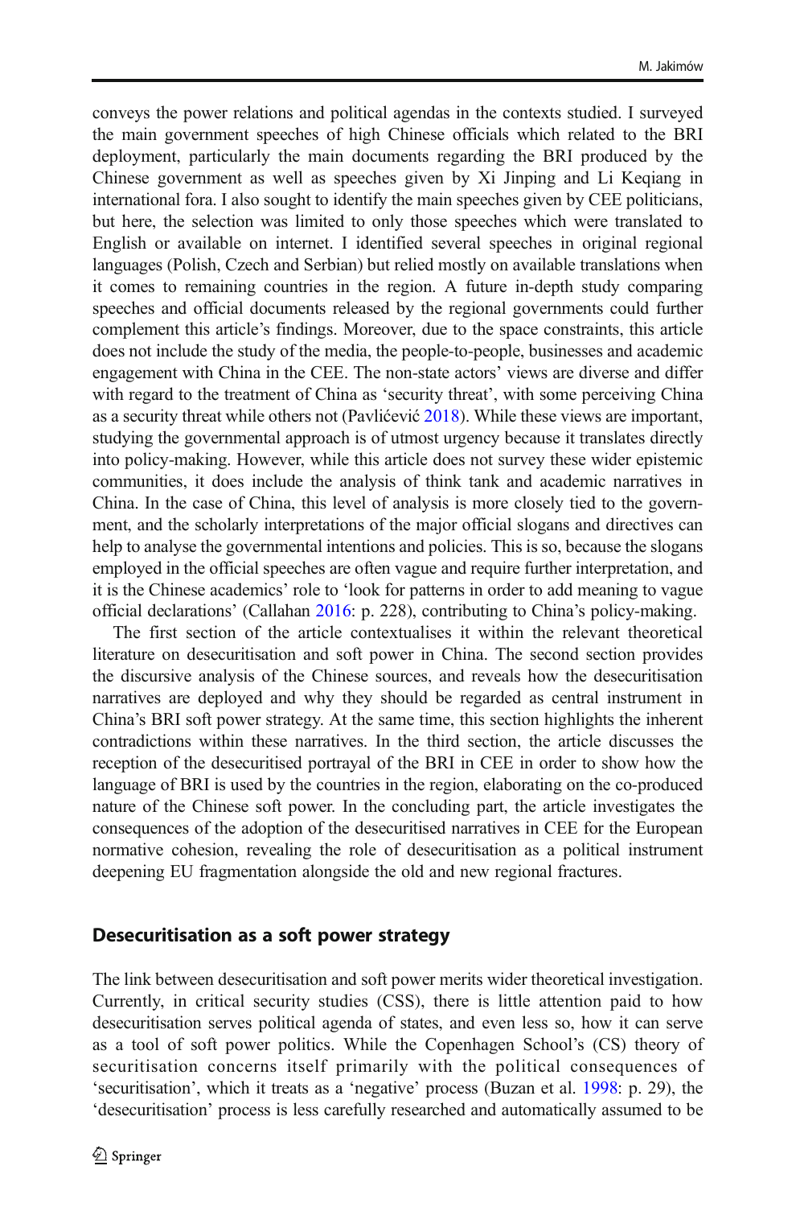conveys the power relations and political agendas in the contexts studied. I surveyed the main government speeches of high Chinese officials which related to the BRI deployment, particularly the main documents regarding the BRI produced by the Chinese government as well as speeches given by Xi Jinping and Li Keqiang in international fora. I also sought to identify the main speeches given by CEE politicians, but here, the selection was limited to only those speeches which were translated to English or available on internet. I identified several speeches in original regional languages (Polish, Czech and Serbian) but relied mostly on available translations when it comes to remaining countries in the region. A future in-depth study comparing speeches and official documents released by the regional governments could further complement this article's findings. Moreover, due to the space constraints, this article does not include the study of the media, the people-to-people, businesses and academic engagement with China in the CEE. The non-state actors' views are diverse and differ with regard to the treatment of China as 'security threat', with some perceiving China as a security threat while others not (Pavlićević 2018). While these views are important, studying the governmental approach is of utmost urgency because it translates directly into policy-making. However, while this article does not survey these wider epistemic communities, it does include the analysis of think tank and academic narratives in China. In the case of China, this level of analysis is more closely tied to the government, and the scholarly interpretations of the major official slogans and directives can help to analyse the governmental intentions and policies. This is so, because the slogans employed in the official speeches are often vague and require further interpretation, and it is the Chinese academics' role to 'look for patterns in order to add meaning to vague official declarations' (Callahan 2016: p. 228), contributing to China's policy-making.

The first section of the article contextualises it within the relevant theoretical literature on desecuritisation and soft power in China. The second section provides the discursive analysis of the Chinese sources, and reveals how the desecuritisation narratives are deployed and why they should be regarded as central instrument in China's BRI soft power strategy. At the same time, this section highlights the inherent contradictions within these narratives. In the third section, the article discusses the reception of the desecuritised portrayal of the BRI in CEE in order to show how the language of BRI is used by the countries in the region, elaborating on the co-produced nature of the Chinese soft power. In the concluding part, the article investigates the consequences of the adoption of the desecuritised narratives in CEE for the European normative cohesion, revealing the role of desecuritisation as a political instrument deepening EU fragmentation alongside the old and new regional fractures.

## Desecuritisation as a soft power strategy

The link between desecuritisation and soft power merits wider theoretical investigation. Currently, in critical security studies (CSS), there is little attention paid to how desecuritisation serves political agenda of states, and even less so, how it can serve as a tool of soft power politics. While the Copenhagen School's (CS) theory of securitisation concerns itself primarily with the political consequences of 'securitisation', which it treats as a 'negative' process (Buzan et al. 1998: p. 29), the 'desecuritisation' process is less carefully researched and automatically assumed to be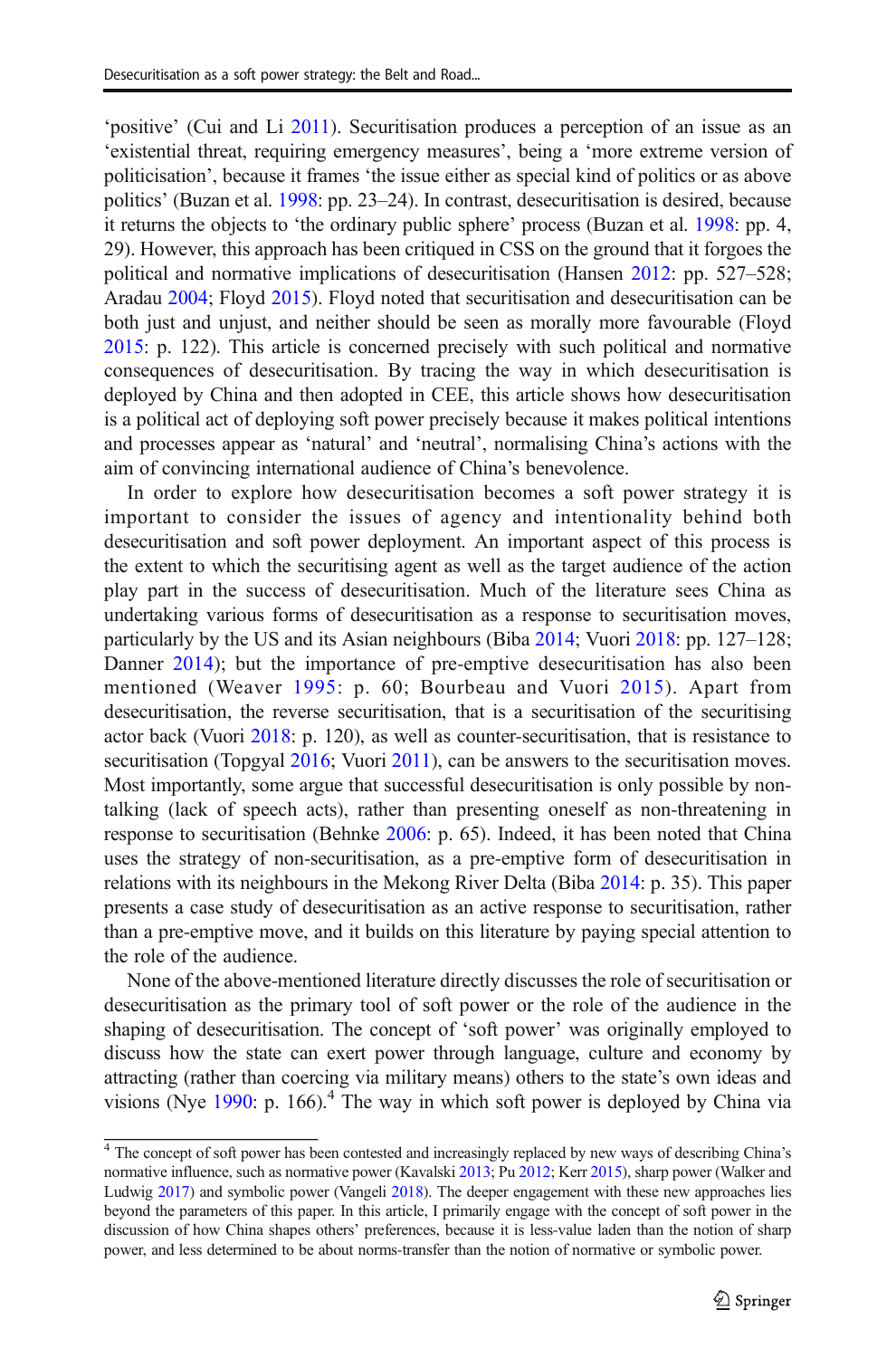'positive' (Cui and Li 2011). Securitisation produces a perception of an issue as an 'existential threat, requiring emergency measures', being a 'more extreme version of politicisation', because it frames 'the issue either as special kind of politics or as above politics' (Buzan et al. 1998: pp. 23–24). In contrast, desecuritisation is desired, because it returns the objects to 'the ordinary public sphere' process (Buzan et al. 1998: pp. 4, 29). However, this approach has been critiqued in CSS on the ground that it forgoes the political and normative implications of desecuritisation (Hansen 2012: pp. 527–528; Aradau 2004; Floyd 2015). Floyd noted that securitisation and desecuritisation can be both just and unjust, and neither should be seen as morally more favourable (Floyd 2015: p. 122). This article is concerned precisely with such political and normative consequences of desecuritisation. By tracing the way in which desecuritisation is deployed by China and then adopted in CEE, this article shows how desecuritisation is a political act of deploying soft power precisely because it makes political intentions and processes appear as 'natural' and 'neutral', normalising China's actions with the aim of convincing international audience of China's benevolence.

In order to explore how desecuritisation becomes a soft power strategy it is important to consider the issues of agency and intentionality behind both desecuritisation and soft power deployment. An important aspect of this process is the extent to which the securitising agent as well as the target audience of the action play part in the success of desecuritisation. Much of the literature sees China as undertaking various forms of desecuritisation as a response to securitisation moves, particularly by the US and its Asian neighbours (Biba 2014; Vuori 2018: pp. 127–128; Danner 2014); but the importance of pre-emptive desecuritisation has also been mentioned (Weaver 1995: p. 60; Bourbeau and Vuori 2015). Apart from desecuritisation, the reverse securitisation, that is a securitisation of the securitising actor back (Vuori 2018: p. 120), as well as counter-securitisation, that is resistance to securitisation (Topgyal 2016; Vuori 2011), can be answers to the securitisation moves. Most importantly, some argue that successful desecuritisation is only possible by non-talking (lack of speech acts), rather than presenting oneself as non-threatening in response to securitisation (Behnke 2006: p. 65). Indeed, it has been noted that China uses the strategy of non-securitisation, as a pre-emptive form of desecuritisation in relations with its neighbours in the Mekong River Delta (Biba 2014: p. 35). This paper presents a case study of desecuritisation as an active response to securitisation, rather than a pre-emptive move, and it builds on this literature by paying special attention to the role of the audience.

None of the above-mentioned literature directly discusses the role of securitisation or desecuritisation as the primary tool of soft power or the role of the audience in the shaping of desecuritisation. The concept of 'soft power' was originally employed to discuss how the state can exert power through language, culture and economy by attracting (rather than coercing via military means) others to the state's own ideas and visions (Nye 1990: p. 166).[4] The way in which soft power is deployed by China via

[4] The concept of soft power has been contested and increasingly replaced by new ways of describing China's normative influence, such as normative power (Kavalski 2013; Pu 2012; Kerr 2015), sharp power (Walker and Ludwig 2017) and symbolic power (Vangeli 2018). The deeper engagement with these new approaches lies beyond the parameters of this paper. In this article, I primarily engage with the concept of soft power in the discussion of how China shapes others' preferences, because it is less-value laden than the notion of sharp power, and less determined to be about norms-transfer than the notion of normative or symbolic power.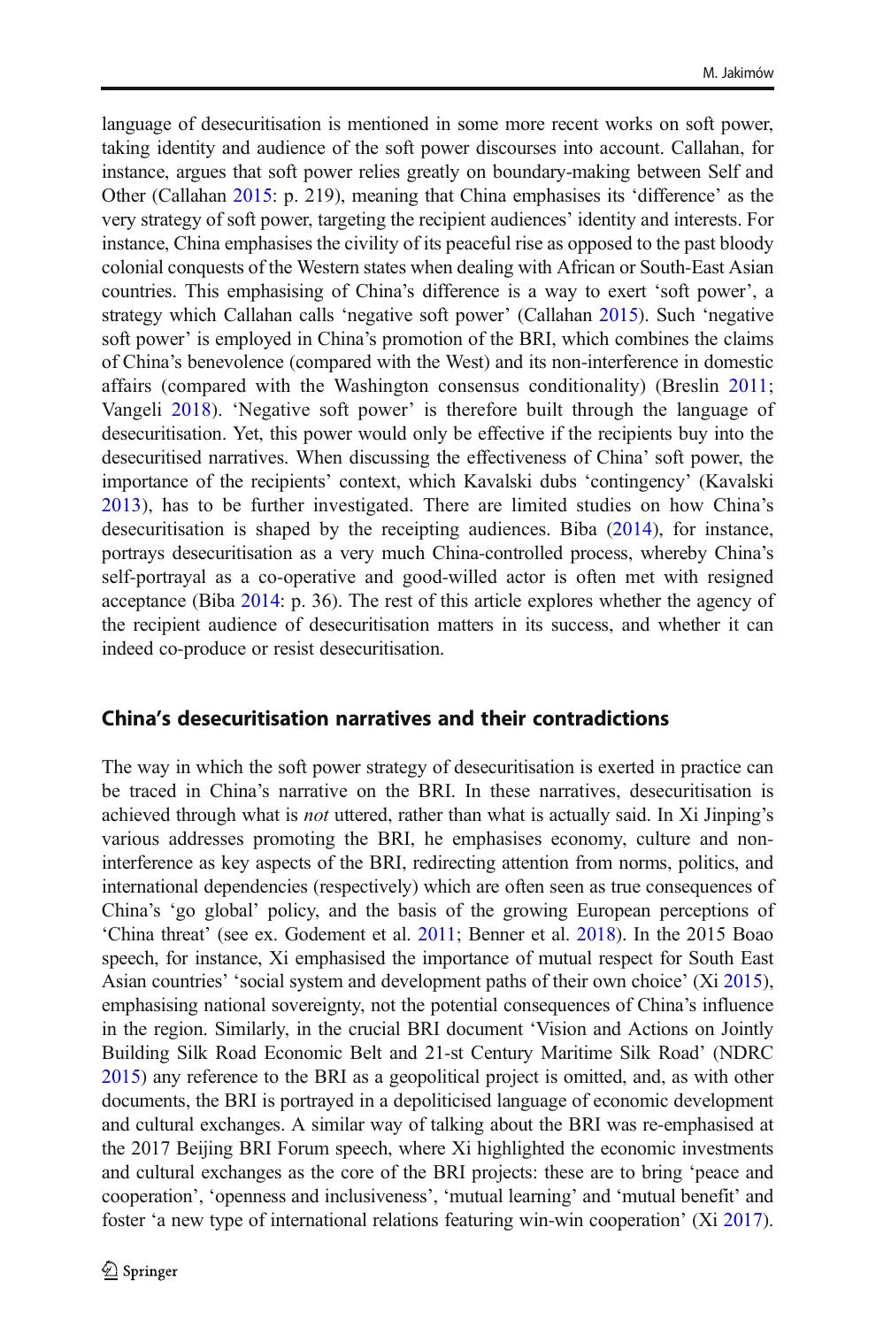language of desecuritisation is mentioned in some more recent works on soft power, taking identity and audience of the soft power discourses into account. Callahan, for instance, argues that soft power relies greatly on boundary-making between Self and Other (Callahan 2015: p. 219), meaning that China emphasises its 'difference' as the very strategy of soft power, targeting the recipient audiences' identity and interests. For instance, China emphasises the civility of its peaceful rise as opposed to the past bloody colonial conquests of the Western states when dealing with African or South-East Asian countries. This emphasising of China's difference is a way to exert 'soft power', a strategy which Callahan calls 'negative soft power' (Callahan 2015). Such 'negative soft power' is employed in China's promotion of the BRI, which combines the claims of China's benevolence (compared with the West) and its non-interference in domestic affairs (compared with the Washington consensus conditionality) (Breslin 2011; Vangeli 2018). 'Negative soft power' is therefore built through the language of desecuritisation. Yet, this power would only be effective if the recipients buy into the desecuritised narratives. When discussing the effectiveness of China' soft power, the importance of the recipients' context, which Kavalski dubs 'contingency' (Kavalski 2013), has to be further investigated. There are limited studies on how China's desecuritisation is shaped by the receipting audiences. Biba (2014), for instance, portrays desecuritisation as a very much China-controlled process, whereby China's self-portrayal as a co-operative and good-willed actor is often met with resigned acceptance (Biba 2014: p. 36). The rest of this article explores whether the agency of the recipient audience of desecuritisation matters in its success, and whether it can indeed co-produce or resist desecuritisation.

## China's desecuritisation narratives and their contradictions

The way in which the soft power strategy of desecuritisation is exerted in practice can be traced in China's narrative on the BRI. In these narratives, desecuritisation is achieved through what is *not* uttered, rather than what is actually said. In Xi Jinping's various addresses promoting the BRI, he emphasises economy, culture and non-interference as key aspects of the BRI, redirecting attention from norms, politics, and international dependencies (respectively) which are often seen as true consequences of China's 'go global' policy, and the basis of the growing European perceptions of 'China threat' (see ex. Godement et al. 2011; Benner et al. 2018). In the 2015 Boao speech, for instance, Xi emphasised the importance of mutual respect for South East Asian countries' 'social system and development paths of their own choice' (Xi 2015), emphasising national sovereignty, not the potential consequences of China's influence in the region. Similarly, in the crucial BRI document 'Vision and Actions on Jointly Building Silk Road Economic Belt and 21-st Century Maritime Silk Road' (NDRC 2015) any reference to the BRI as a geopolitical project is omitted, and, as with other documents, the BRI is portrayed in a depoliticised language of economic development and cultural exchanges. A similar way of talking about the BRI was re-emphasised at the 2017 Beijing BRI Forum speech, where Xi highlighted the economic investments and cultural exchanges as the core of the BRI projects: these are to bring 'peace and cooperation', 'openness and inclusiveness', 'mutual learning' and 'mutual benefit' and foster 'a new type of international relations featuring win-win cooperation' (Xi 2017).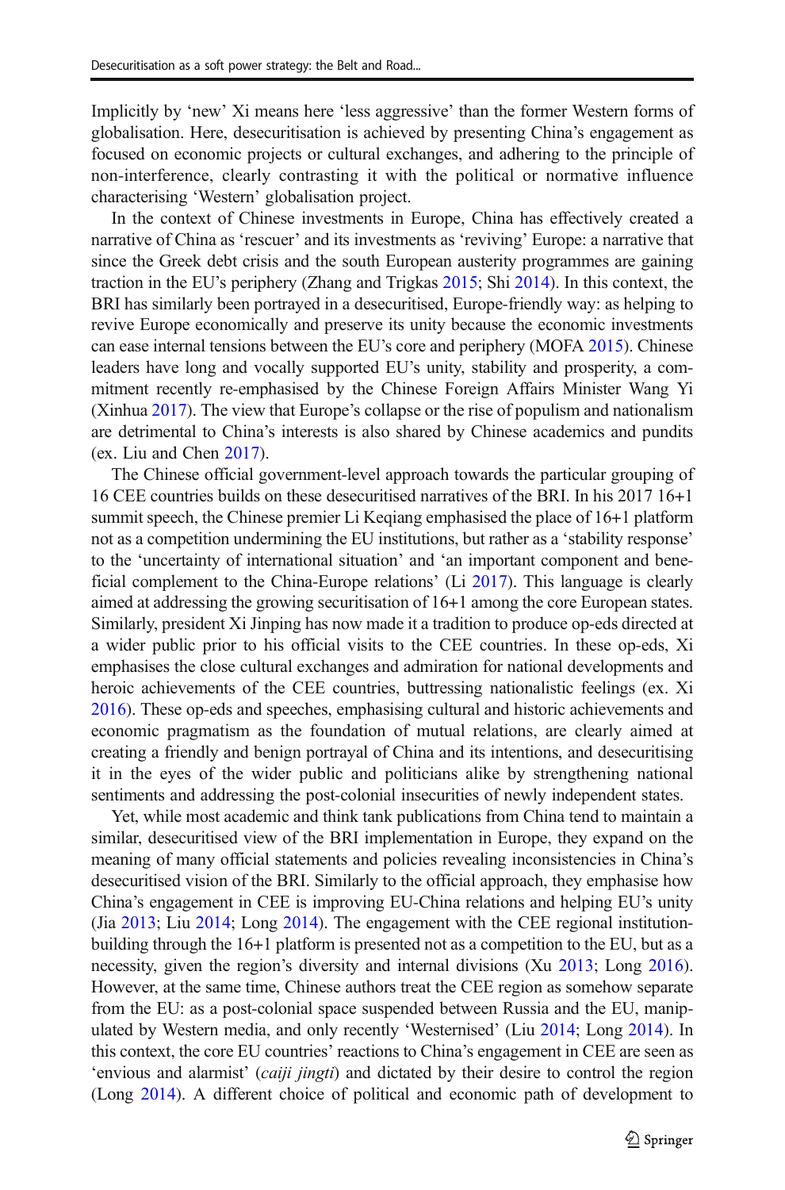Implicitly by 'new' Xi means here 'less aggressive' than the former Western forms of globalisation. Here, desecuritisation is achieved by presenting China's engagement as focused on economic projects or cultural exchanges, and adhering to the principle of non-interference, clearly contrasting it with the political or normative influence characterising 'Western' globalisation project.

In the context of Chinese investments in Europe, China has effectively created a narrative of China as 'rescuer' and its investments as 'reviving' Europe: a narrative that since the Greek debt crisis and the south European austerity programmes are gaining traction in the EU's periphery (Zhang and Trigkas 2015; Shi 2014). In this context, the BRI has similarly been portrayed in a desecuritised, Europe-friendly way: as helping to revive Europe economically and preserve its unity because the economic investments can ease internal tensions between the EU's core and periphery (MOFA 2015). Chinese leaders have long and vocally supported EU's unity, stability and prosperity, a commitment recently re-emphasised by the Chinese Foreign Affairs Minister Wang Yi (Xinhua 2017). The view that Europe's collapse or the rise of populism and nationalism are detrimental to China's interests is also shared by Chinese academics and pundits (ex. Liu and Chen 2017).

The Chinese official government-level approach towards the particular grouping of 16 CEE countries builds on these desecuritised narratives of the BRI. In his 2017 16+1 summit speech, the Chinese premier Li Keqiang emphasised the place of 16+1 platform not as a competition undermining the EU institutions, but rather as a 'stability response' to the 'uncertainty of international situation' and 'an important component and beneficial complement to the China-Europe relations' (Li 2017). This language is clearly aimed at addressing the growing securitisation of 16+1 among the core European states. Similarly, president Xi Jinping has now made it a tradition to produce op-eds directed at a wider public prior to his official visits to the CEE countries. In these op-eds, Xi emphasises the close cultural exchanges and admiration for national developments and heroic achievements of the CEE countries, buttressing nationalistic feelings (ex. Xi 2016). These op-eds and speeches, emphasising cultural and historic achievements and economic pragmatism as the foundation of mutual relations, are clearly aimed at creating a friendly and benign portrayal of China and its intentions, and desecuritising it in the eyes of the wider public and politicians alike by strengthening national sentiments and addressing the post-colonial insecurities of newly independent states.

Yet, while most academic and think tank publications from China tend to maintain a similar, desecuritised view of the BRI implementation in Europe, they expand on the meaning of many official statements and policies revealing inconsistencies in China's desecuritised vision of the BRI. Similarly to the official approach, they emphasise how China's engagement in CEE is improving EU-China relations and helping EU's unity (Jia 2013; Liu 2014; Long 2014). The engagement with the CEE regional institution-building through the 16+1 platform is presented not as a competition to the EU, but as a necessity, given the region's diversity and internal divisions (Xu 2013; Long 2016). However, at the same time, Chinese authors treat the CEE region as somehow separate from the EU: as a post-colonial space suspended between Russia and the EU, manipulated by Western media, and only recently 'Westernised' (Liu 2014; Long 2014). In this context, the core EU countries' reactions to China's engagement in CEE are seen as 'envious and alarmist' (*caiji jingti*) and dictated by their desire to control the region (Long 2014). A different choice of political and economic path of development to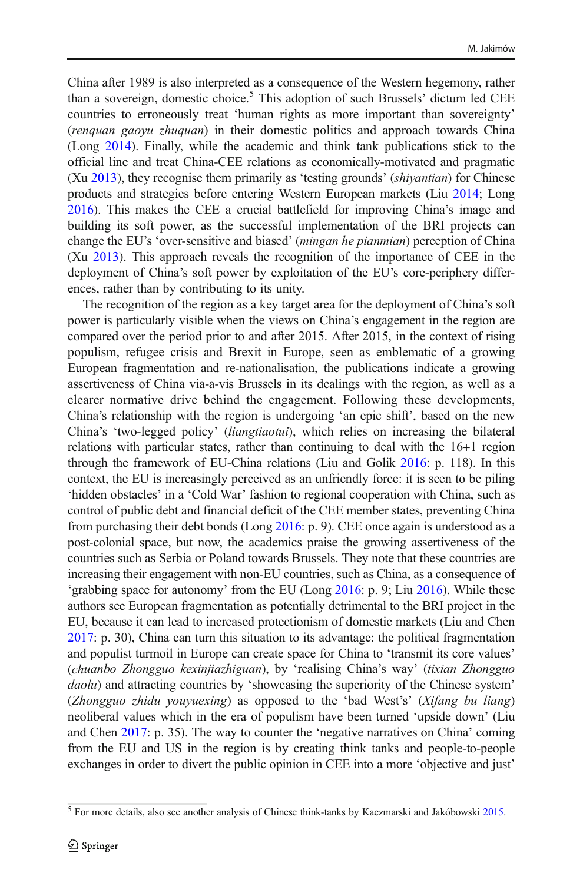China after 1989 is also interpreted as a consequence of the Western hegemony, rather than a sovereign, domestic choice.[5] This adoption of such Brussels' dictum led CEE countries to erroneously treat 'human rights as more important than sovereignty' (*renquan gaoyu zhuquan*) in their domestic politics and approach towards China (Long 2014). Finally, while the academic and think tank publications stick to the official line and treat China-CEE relations as economically-motivated and pragmatic (Xu 2013), they recognise them primarily as 'testing grounds' (*shiyantian*) for Chinese products and strategies before entering Western European markets (Liu 2014; Long 2016). This makes the CEE a crucial battlefield for improving China's image and building its soft power, as the successful implementation of the BRI projects can change the EU's 'over-sensitive and biased' (*mingan he pianmian*) perception of China (Xu 2013). This approach reveals the recognition of the importance of CEE in the deployment of China's soft power by exploitation of the EU's core-periphery differences, rather than by contributing to its unity.

The recognition of the region as a key target area for the deployment of China's soft power is particularly visible when the views on China's engagement in the region are compared over the period prior to and after 2015. After 2015, in the context of rising populism, refugee crisis and Brexit in Europe, seen as emblematic of a growing European fragmentation and re-nationalisation, the publications indicate a growing assertiveness of China via-a-vis Brussels in its dealings with the region, as well as a clearer normative drive behind the engagement. Following these developments, China's relationship with the region is undergoing 'an epic shift', based on the new China's 'two-legged policy' (*liangtiaotui*), which relies on increasing the bilateral relations with particular states, rather than continuing to deal with the 16+1 region through the framework of EU-China relations (Liu and Golik 2016: p. 118). In this context, the EU is increasingly perceived as an unfriendly force: it is seen to be piling 'hidden obstacles' in a 'Cold War' fashion to regional cooperation with China, such as control of public debt and financial deficit of the CEE member states, preventing China from purchasing their debt bonds (Long 2016: p. 9). CEE once again is understood as a post-colonial space, but now, the academics praise the growing assertiveness of the countries such as Serbia or Poland towards Brussels. They note that these countries are increasing their engagement with non-EU countries, such as China, as a consequence of 'grabbing space for autonomy' from the EU (Long 2016: p. 9; Liu 2016). While these authors see European fragmentation as potentially detrimental to the BRI project in the EU, because it can lead to increased protectionism of domestic markets (Liu and Chen 2017: p. 30), China can turn this situation to its advantage: the political fragmentation and populist turmoil in Europe can create space for China to 'transmit its core values' (*chuanbo Zhongguo kexinjiazhiguan*), by 'realising China's way' (*tixian Zhongguo daolu*) and attracting countries by 'showcasing the superiority of the Chinese system' (*Zhongguo zhidu youyuexing*) as opposed to the 'bad West's' (*Xifang bu liang*) neoliberal values which in the era of populism have been turned 'upside down' (Liu and Chen 2017: p. 35). The way to counter the 'negative narratives on China' coming from the EU and US in the region is by creating think tanks and people-to-people exchanges in order to divert the public opinion in CEE into a more 'objective and just'

[5] For more details, also see another analysis of Chinese think-tanks by Kaczmarski and Jakóbowski 2015.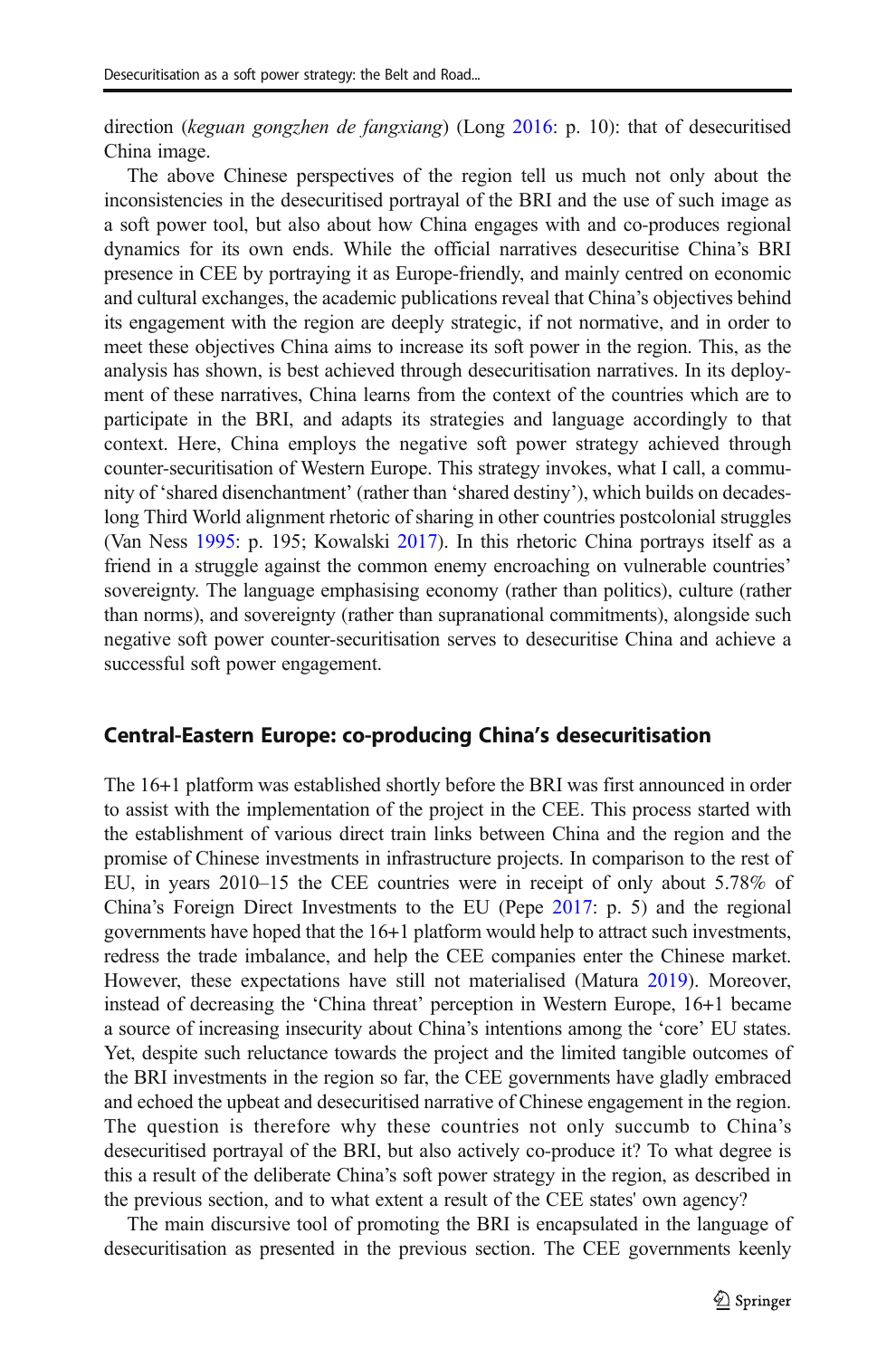direction (*keguan gongzhen de fangxiang*) (Long 2016: p. 10): that of desecuritised China image.

The above Chinese perspectives of the region tell us much not only about the inconsistencies in the desecuritised portrayal of the BRI and the use of such image as a soft power tool, but also about how China engages with and co-produces regional dynamics for its own ends. While the official narratives desecuritise China's BRI presence in CEE by portraying it as Europe-friendly, and mainly centred on economic and cultural exchanges, the academic publications reveal that China's objectives behind its engagement with the region are deeply strategic, if not normative, and in order to meet these objectives China aims to increase its soft power in the region. This, as the analysis has shown, is best achieved through desecuritisation narratives. In its deployment of these narratives, China learns from the context of the countries which are to participate in the BRI, and adapts its strategies and language accordingly to that context. Here, China employs the negative soft power strategy achieved through counter-securitisation of Western Europe. This strategy invokes, what I call, a community of 'shared disenchantment' (rather than 'shared destiny'), which builds on decades-long Third World alignment rhetoric of sharing in other countries postcolonial struggles (Van Ness 1995: p. 195; Kowalski 2017). In this rhetoric China portrays itself as a friend in a struggle against the common enemy encroaching on vulnerable countries' sovereignty. The language emphasising economy (rather than politics), culture (rather than norms), and sovereignty (rather than supranational commitments), alongside such negative soft power counter-securitisation serves to desecuritise China and achieve a successful soft power engagement.

## Central-Eastern Europe: co-producing China's desecuritisation

The 16+1 platform was established shortly before the BRI was first announced in order to assist with the implementation of the project in the CEE. This process started with the establishment of various direct train links between China and the region and the promise of Chinese investments in infrastructure projects. In comparison to the rest of EU, in years 2010–15 the CEE countries were in receipt of only about 5.78% of China's Foreign Direct Investments to the EU (Pepe 2017: p. 5) and the regional governments have hoped that the 16+1 platform would help to attract such investments, redress the trade imbalance, and help the CEE companies enter the Chinese market. However, these expectations have still not materialised (Matura 2019). Moreover, instead of decreasing the 'China threat' perception in Western Europe, 16+1 became a source of increasing insecurity about China's intentions among the 'core' EU states. Yet, despite such reluctance towards the project and the limited tangible outcomes of the BRI investments in the region so far, the CEE governments have gladly embraced and echoed the upbeat and desecuritised narrative of Chinese engagement in the region. The question is therefore why these countries not only succumb to China's desecuritised portrayal of the BRI, but also actively co-produce it? To what degree is this a result of the deliberate China's soft power strategy in the region, as described in the previous section, and to what extent a result of the CEE states' own agency?

The main discursive tool of promoting the BRI is encapsulated in the language of desecuritisation as presented in the previous section. The CEE governments keenly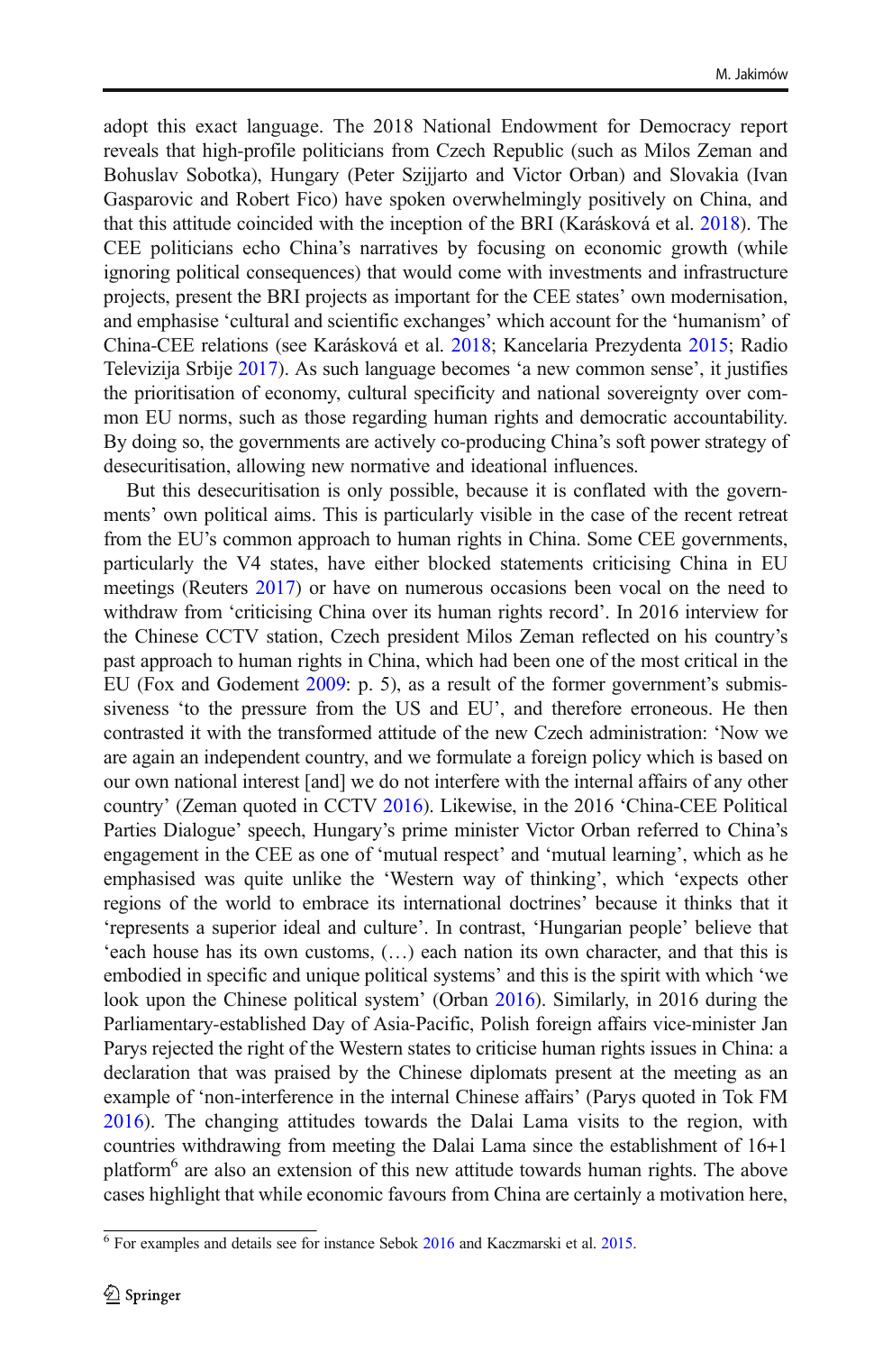adopt this exact language. The 2018 National Endowment for Democracy report reveals that high-profile politicians from Czech Republic (such as Milos Zeman and Bohuslav Sobotka), Hungary (Peter Szijjarto and Victor Orban) and Slovakia (Ivan Gasparovic and Robert Fico) have spoken overwhelmingly positively on China, and that this attitude coincided with the inception of the BRI (Karásková et al. 2018). The CEE politicians echo China's narratives by focusing on economic growth (while ignoring political consequences) that would come with investments and infrastructure projects, present the BRI projects as important for the CEE states' own modernisation, and emphasise 'cultural and scientific exchanges' which account for the 'humanism' of China-CEE relations (see Karásková et al. 2018; Kancelaria Prezydenta 2015; Radio Televizija Srbije 2017). As such language becomes 'a new common sense', it justifies the prioritisation of economy, cultural specificity and national sovereignty over common EU norms, such as those regarding human rights and democratic accountability. By doing so, the governments are actively co-producing China's soft power strategy of desecuritisation, allowing new normative and ideational influences.

But this desecuritisation is only possible, because it is conflated with the governments' own political aims. This is particularly visible in the case of the recent retreat from the EU's common approach to human rights in China. Some CEE governments, particularly the V4 states, have either blocked statements criticising China in EU meetings (Reuters 2017) or have on numerous occasions been vocal on the need to withdraw from 'criticising China over its human rights record'. In 2016 interview for the Chinese CCTV station, Czech president Milos Zeman reflected on his country's past approach to human rights in China, which had been one of the most critical in the EU (Fox and Godement 2009: p. 5), as a result of the former government's submissiveness 'to the pressure from the US and EU', and therefore erroneous. He then contrasted it with the transformed attitude of the new Czech administration: 'Now we are again an independent country, and we formulate a foreign policy which is based on our own national interest [and] we do not interfere with the internal affairs of any other country' (Zeman quoted in CCTV 2016). Likewise, in the 2016 'China-CEE Political Parties Dialogue' speech, Hungary's prime minister Victor Orban referred to China's engagement in the CEE as one of 'mutual respect' and 'mutual learning', which as he emphasised was quite unlike the 'Western way of thinking', which 'expects other regions of the world to embrace its international doctrines' because it thinks that it 'represents a superior ideal and culture'. In contrast, 'Hungarian people' believe that 'each house has its own customs, (…) each nation its own character, and that this is embodied in specific and unique political systems' and this is the spirit with which 'we look upon the Chinese political system' (Orban 2016). Similarly, in 2016 during the Parliamentary-established Day of Asia-Pacific, Polish foreign affairs vice-minister Jan Parys rejected the right of the Western states to criticise human rights issues in China: a declaration that was praised by the Chinese diplomats present at the meeting as an example of 'non-interference in the internal Chinese affairs' (Parys quoted in Tok FM 2016). The changing attitudes towards the Dalai Lama visits to the region, with countries withdrawing from meeting the Dalai Lama since the establishment of 16+1 platform[6] are also an extension of this new attitude towards human rights. The above cases highlight that while economic favours from China are certainly a motivation here,

[6] For examples and details see for instance Sebok 2016 and Kaczmarski et al. 2015.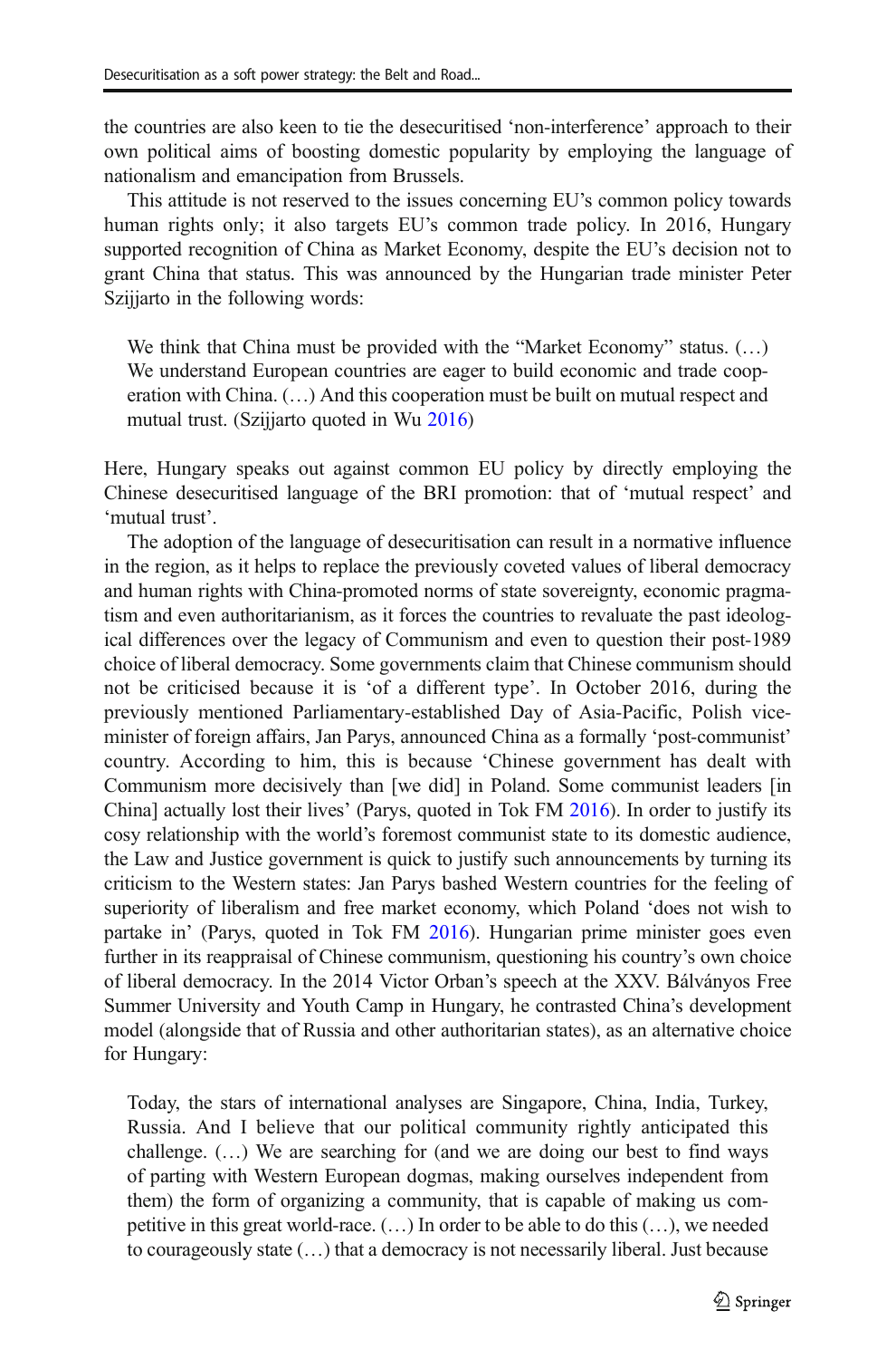the countries are also keen to tie the desecuritised 'non-interference' approach to their own political aims of boosting domestic popularity by employing the language of nationalism and emancipation from Brussels.

This attitude is not reserved to the issues concerning EU's common policy towards human rights only; it also targets EU's common trade policy. In 2016, Hungary supported recognition of China as Market Economy, despite the EU's decision not to grant China that status. This was announced by the Hungarian trade minister Peter Szijjarto in the following words:

> We think that China must be provided with the "Market Economy" status. (…) We understand European countries are eager to build economic and trade cooperation with China. (…) And this cooperation must be built on mutual respect and mutual trust. (Szijjarto quoted in Wu 2016)

Here, Hungary speaks out against common EU policy by directly employing the Chinese desecuritised language of the BRI promotion: that of 'mutual respect' and 'mutual trust'.

The adoption of the language of desecuritisation can result in a normative influence in the region, as it helps to replace the previously coveted values of liberal democracy and human rights with China-promoted norms of state sovereignty, economic pragmatism and even authoritarianism, as it forces the countries to revaluate the past ideological differences over the legacy of Communism and even to question their post-1989 choice of liberal democracy. Some governments claim that Chinese communism should not be criticised because it is 'of a different type'. In October 2016, during the previously mentioned Parliamentary-established Day of Asia-Pacific, Polish vice-minister of foreign affairs, Jan Parys, announced China as a formally 'post-communist' country. According to him, this is because 'Chinese government has dealt with Communism more decisively than [we did] in Poland. Some communist leaders [in China] actually lost their lives' (Parys, quoted in Tok FM 2016). In order to justify its cosy relationship with the world's foremost communist state to its domestic audience, the Law and Justice government is quick to justify such announcements by turning its criticism to the Western states: Jan Parys bashed Western countries for the feeling of superiority of liberalism and free market economy, which Poland 'does not wish to partake in' (Parys, quoted in Tok FM 2016). Hungarian prime minister goes even further in its reappraisal of Chinese communism, questioning his country's own choice of liberal democracy. In the 2014 Victor Orban's speech at the XXV. Bálványos Free Summer University and Youth Camp in Hungary, he contrasted China's development model (alongside that of Russia and other authoritarian states), as an alternative choice for Hungary:

> Today, the stars of international analyses are Singapore, China, India, Turkey, Russia. And I believe that our political community rightly anticipated this challenge. (…) We are searching for (and we are doing our best to find ways of parting with Western European dogmas, making ourselves independent from them) the form of organizing a community, that is capable of making us competitive in this great world-race. (…) In order to be able to do this (…), we needed to courageously state (…) that a democracy is not necessarily liberal. Just because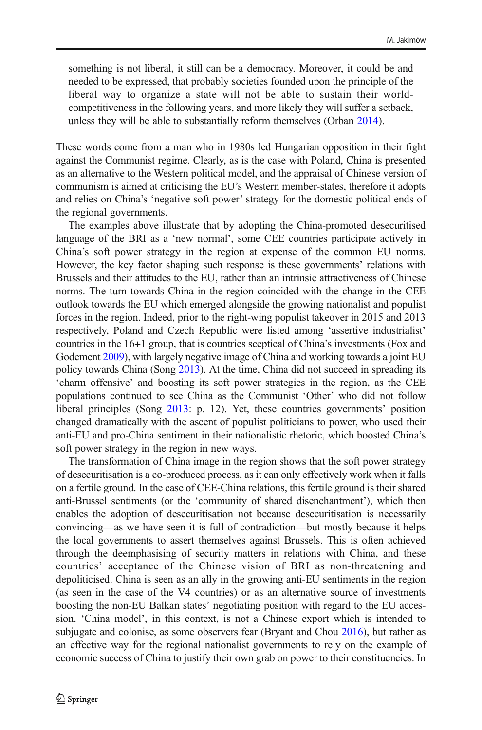> something is not liberal, it still can be a democracy. Moreover, it could be and needed to be expressed, that probably societies founded upon the principle of the liberal way to organize a state will not be able to sustain their world-competitiveness in the following years, and more likely they will suffer a setback, unless they will be able to substantially reform themselves (Orban 2014).

These words come from a man who in 1980s led Hungarian opposition in their fight against the Communist regime. Clearly, as is the case with Poland, China is presented as an alternative to the Western political model, and the appraisal of Chinese version of communism is aimed at criticising the EU's Western member-states, therefore it adopts and relies on China's 'negative soft power' strategy for the domestic political ends of the regional governments.

The examples above illustrate that by adopting the China-promoted desecuritised language of the BRI as a 'new normal', some CEE countries participate actively in China's soft power strategy in the region at expense of the common EU norms. However, the key factor shaping such response is these governments' relations with Brussels and their attitudes to the EU, rather than an intrinsic attractiveness of Chinese norms. The turn towards China in the region coincided with the change in the CEE outlook towards the EU which emerged alongside the growing nationalist and populist forces in the region. Indeed, prior to the right-wing populist takeover in 2015 and 2013 respectively, Poland and Czech Republic were listed among 'assertive industrialist' countries in the 16+1 group, that is countries sceptical of China's investments (Fox and Godement 2009), with largely negative image of China and working towards a joint EU policy towards China (Song 2013). At the time, China did not succeed in spreading its 'charm offensive' and boosting its soft power strategies in the region, as the CEE populations continued to see China as the Communist 'Other' who did not follow liberal principles (Song 2013: p. 12). Yet, these countries governments' position changed dramatically with the ascent of populist politicians to power, who used their anti-EU and pro-China sentiment in their nationalistic rhetoric, which boosted China's soft power strategy in the region in new ways.

The transformation of China image in the region shows that the soft power strategy of desecuritisation is a co-produced process, as it can only effectively work when it falls on a fertile ground. In the case of CEE-China relations, this fertile ground is their shared anti-Brussel sentiments (or the 'community of shared disenchantment'), which then enables the adoption of desecuritisation not because desecuritisation is necessarily convincing—as we have seen it is full of contradiction—but mostly because it helps the local governments to assert themselves against Brussels. This is often achieved through the deemphasising of security matters in relations with China, and these countries' acceptance of the Chinese vision of BRI as non-threatening and depoliticised. China is seen as an ally in the growing anti-EU sentiments in the region (as seen in the case of the V4 countries) or as an alternative source of investments boosting the non-EU Balkan states' negotiating position with regard to the EU accession. 'China model', in this context, is not a Chinese export which is intended to subjugate and colonise, as some observers fear (Bryant and Chou 2016), but rather as an effective way for the regional nationalist governments to rely on the example of economic success of China to justify their own grab on power to their constituencies. In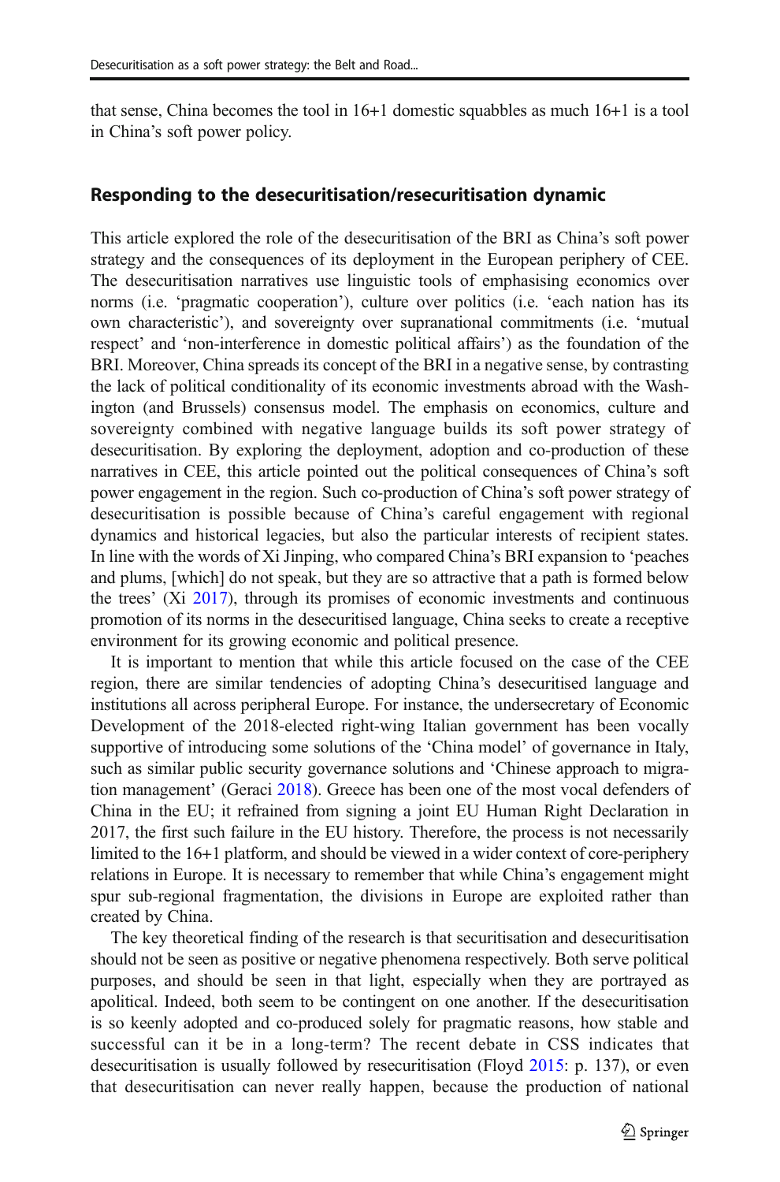that sense, China becomes the tool in 16+1 domestic squabbles as much 16+1 is a tool in China's soft power policy.

## Responding to the desecuritisation/resecuritisation dynamic

This article explored the role of the desecuritisation of the BRI as China's soft power strategy and the consequences of its deployment in the European periphery of CEE. The desecuritisation narratives use linguistic tools of emphasising economics over norms (i.e. 'pragmatic cooperation'), culture over politics (i.e. 'each nation has its own characteristic'), and sovereignty over supranational commitments (i.e. 'mutual respect' and 'non-interference in domestic political affairs') as the foundation of the BRI. Moreover, China spreads its concept of the BRI in a negative sense, by contrasting the lack of political conditionality of its economic investments abroad with the Washington (and Brussels) consensus model. The emphasis on economics, culture and sovereignty combined with negative language builds its soft power strategy of desecuritisation. By exploring the deployment, adoption and co-production of these narratives in CEE, this article pointed out the political consequences of China's soft power engagement in the region. Such co-production of China's soft power strategy of desecuritisation is possible because of China's careful engagement with regional dynamics and historical legacies, but also the particular interests of recipient states. In line with the words of Xi Jinping, who compared China's BRI expansion to 'peaches and plums, [which] do not speak, but they are so attractive that a path is formed below the trees' (Xi 2017), through its promises of economic investments and continuous promotion of its norms in the desecuritised language, China seeks to create a receptive environment for its growing economic and political presence.

It is important to mention that while this article focused on the case of the CEE region, there are similar tendencies of adopting China's desecuritised language and institutions all across peripheral Europe. For instance, the undersecretary of Economic Development of the 2018-elected right-wing Italian government has been vocally supportive of introducing some solutions of the 'China model' of governance in Italy, such as similar public security governance solutions and 'Chinese approach to migration management' (Geraci 2018). Greece has been one of the most vocal defenders of China in the EU; it refrained from signing a joint EU Human Right Declaration in 2017, the first such failure in the EU history. Therefore, the process is not necessarily limited to the 16+1 platform, and should be viewed in a wider context of core-periphery relations in Europe. It is necessary to remember that while China's engagement might spur sub-regional fragmentation, the divisions in Europe are exploited rather than created by China.

The key theoretical finding of the research is that securitisation and desecuritisation should not be seen as positive or negative phenomena respectively. Both serve political purposes, and should be seen in that light, especially when they are portrayed as apolitical. Indeed, both seem to be contingent on one another. If the desecuritisation is so keenly adopted and co-produced solely for pragmatic reasons, how stable and successful can it be in a long-term? The recent debate in CSS indicates that desecuritisation is usually followed by resecuritisation (Floyd 2015: p. 137), or even that desecuritisation can never really happen, because the production of national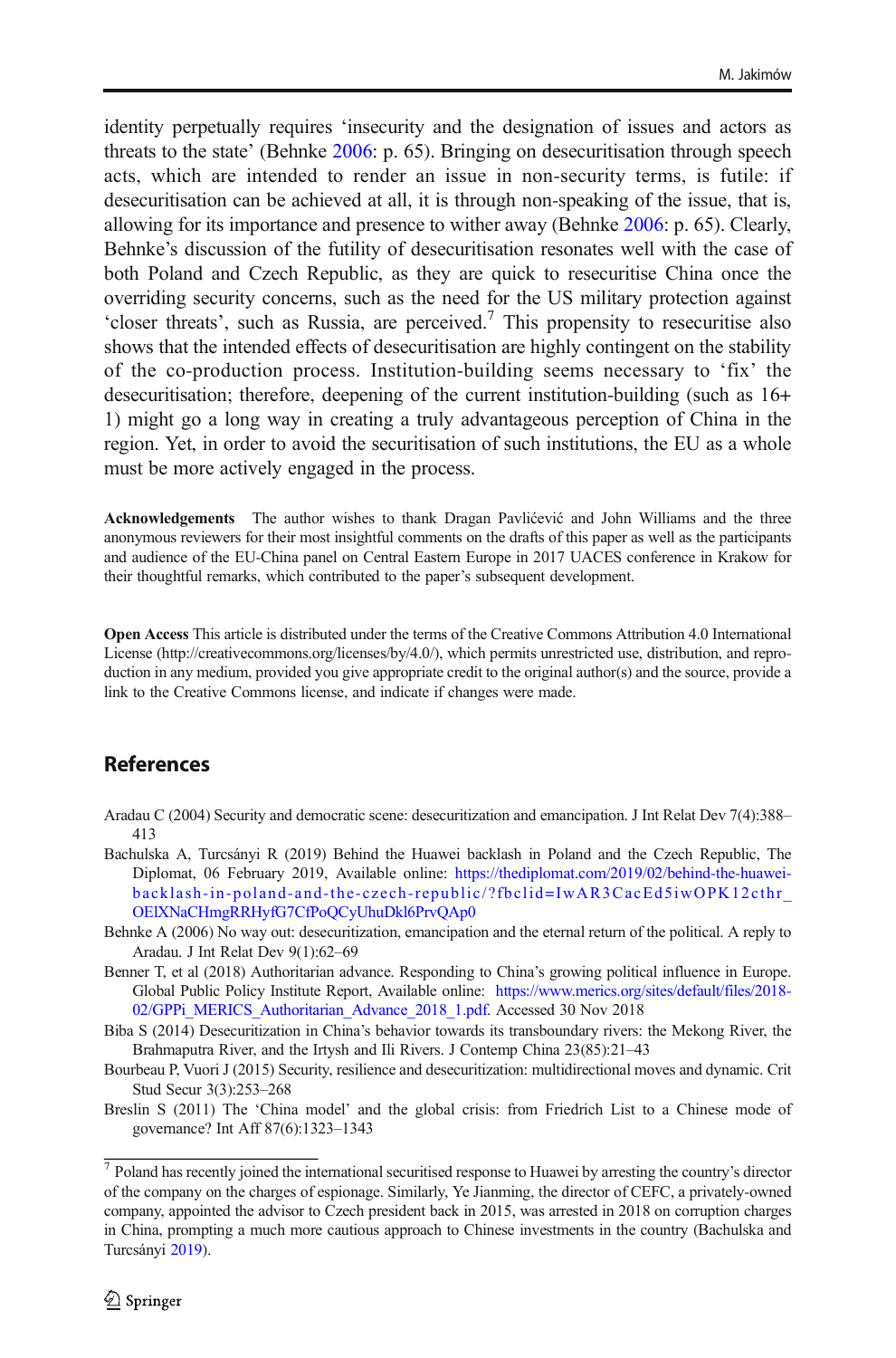identity perpetually requires 'insecurity and the designation of issues and actors as threats to the state' (Behnke 2006: p. 65). Bringing on desecuritisation through speech acts, which are intended to render an issue in non-security terms, is futile: if desecuritisation can be achieved at all, it is through non-speaking of the issue, that is, allowing for its importance and presence to wither away (Behnke 2006: p. 65). Clearly, Behnke's discussion of the futility of desecuritisation resonates well with the case of both Poland and Czech Republic, as they are quick to resecuritise China once the overriding security concerns, such as the need for the US military protection against 'closer threats', such as Russia, are perceived.[7] This propensity to resecuritise also shows that the intended effects of desecuritisation are highly contingent on the stability of the co-production process. Institution-building seems necessary to 'fix' the desecuritisation; therefore, deepening of the current institution-building (such as 16+1) might go a long way in creating a truly advantageous perception of China in the region. Yet, in order to avoid the securitisation of such institutions, the EU as a whole must be more actively engaged in the process.

**Acknowledgements** The author wishes to thank Dragan Pavlićević and John Williams and the three anonymous reviewers for their most insightful comments on the drafts of this paper as well as the participants and audience of the EU-China panel on Central Eastern Europe in 2017 UACES conference in Krakow for their thoughtful remarks, which contributed to the paper's subsequent development.

**Open Access** This article is distributed under the terms of the Creative Commons Attribution 4.0 International License (http://creativecommons.org/licenses/by/4.0/), which permits unrestricted use, distribution, and reproduction in any medium, provided you give appropriate credit to the original author(s) and the source, provide a link to the Creative Commons license, and indicate if changes were made.

## References

Aradau C (2004) Security and democratic scene: desecuritization and emancipation. J Int Relat Dev 7(4):388–413

Bachulska A, Turcsányi R (2019) Behind the Huawei backlash in Poland and the Czech Republic, The Diplomat, 06 February 2019, Available online: https://thediplomat.com/2019/02/behind-the-huawei-backlash-in-poland-and-the-czech-republic/?fbclid=IwAR3CacEd5iwOPK12cthr_OElXNaCHmgRRHyfG7CfPoQCyUhuDkl6PrvQAp0

Behnke A (2006) No way out: desecuritization, emancipation and the eternal return of the political. A reply to Aradau. J Int Relat Dev 9(1):62–69

Benner T, et al (2018) Authoritarian advance. Responding to China's growing political influence in Europe. Global Public Policy Institute Report, Available online: https://www.merics.org/sites/default/files/2018-02/GPPi_MERICS_Authoritarian_Advance_2018_1.pdf. Accessed 30 Nov 2018

Biba S (2014) Desecuritization in China's behavior towards its transboundary rivers: the Mekong River, the Brahmaputra River, and the Irtysh and Ili Rivers. J Contemp China 23(85):21–43

Bourbeau P, Vuori J (2015) Security, resilience and desecuritization: multidirectional moves and dynamic. Crit Stud Secur 3(3):253–268

Breslin S (2011) The 'China model' and the global crisis: from Friedrich List to a Chinese mode of governance? Int Aff 87(6):1323–1343

[7] Poland has recently joined the international securitised response to Huawei by arresting the country's director of the company on the charges of espionage. Similarly, Ye Jianming, the director of CEFC, a privately-owned company, appointed the advisor to Czech president back in 2015, was arrested in 2018 on corruption charges in China, prompting a much more cautious approach to Chinese investments in the country (Bachulska and Turcsányi 2019).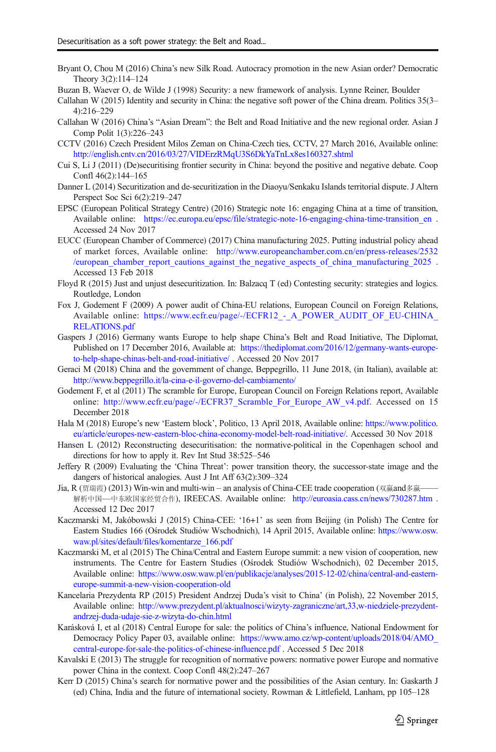Bryant O, Chou M (2016) China's new Silk Road. Autocracy promotion in the new Asian order? Democratic Theory 3(2):114–124

Buzan B, Waever O, de Wilde J (1998) Security: a new framework of analysis. Lynne Reiner, Boulder

Callahan W (2015) Identity and security in China: the negative soft power of the China dream. Politics 35(3–4):216–229

Callahan W (2016) China's "Asian Dream": the Belt and Road Initiative and the new regional order. Asian J Comp Polit 1(3):226–243

CCTV (2016) Czech President Milos Zeman on China-Czech ties, CCTV, 27 March 2016, Available online: http://english.cntv.cn/2016/03/27/VIDErzRMqU3S6DkYaTnLx8es160327.shtml

Cui S, Li J (2011) (De)securitising frontier security in China: beyond the positive and negative debate. Coop Confl 46(2):144–165

Danner L (2014) Securitization and de-securitization in the Diaoyu/Senkaku Islands territorial dispute. J Altern Perspect Soc Sci 6(2):219–247

EPSC (European Political Strategy Centre) (2016) Strategic note 16: engaging China at a time of transition, Available online: https://ec.europa.eu/epsc/file/strategic-note-16-engaging-china-time-transition_en . Accessed 24 Nov 2017

EUCC (European Chamber of Commerce) (2017) China manufacturing 2025. Putting industrial policy ahead of market forces, Available online: http://www.europeanchamber.com.cn/en/press-releases/2532/european_chamber_report_cautions_against_the_negative_aspects_of_china_manufacturing_2025 . Accessed 13 Feb 2018

Floyd R (2015) Just and unjust desecuritization. In: Balzacq T (ed) Contesting security: strategies and logics. Routledge, London

Fox J, Godement F (2009) A power audit of China-EU relations, European Council on Foreign Relations, Available online: https://www.ecfr.eu/page/-/ECFR12_-_A_POWER_AUDIT_OF_EU-CHINA_RELATIONS.pdf

Gaspers J (2016) Germany wants Europe to help shape China's Belt and Road Initiative, The Diplomat, Published on 17 December 2016, Available at: https://thediplomat.com/2016/12/germany-wants-europe-to-help-shape-chinas-belt-and-road-initiative/ . Accessed 20 Nov 2017

Geraci M (2018) China and the government of change, Beppegrillo, 11 June 2018, (in Italian), available at: http://www.beppegrillo.it/la-cina-e-il-governo-del-cambiamento/

Godement F, et al (2011) The scramble for Europe, European Council on Foreign Relations report, Available online: http://www.ecfr.eu/page/-/ECFR37_Scramble_For_Europe_AW_v4.pdf. Accessed on 15 December 2018

Hala M (2018) Europe's new 'Eastern block', Politico, 13 April 2018, Available online: https://www.politico.eu/article/europes-new-eastern-bloc-china-economy-model-belt-road-initiative/. Accessed 30 Nov 2018

Hansen L (2012) Reconstructing desecuritisation: the normative-political in the Copenhagen school and directions for how to apply it. Rev Int Stud 38:525–546

Jeffery R (2009) Evaluating the 'China Threat': power transition theory, the successor-state image and the dangers of historical analogies. Aust J Int Aff 63(2):309–324

Jia, R (贾瑞霞) (2013) Win-win and multi-win – an analysis of China-CEE trade cooperation (双赢and多赢——解析中国—中东欧国家经贸合作), IREECAS. Available online: http://euroasia.cass.cn/news/730287.htm . Accessed 12 Dec 2017

Kaczmarski M, Jakóbowski J (2015) China-CEE: '16+1' as seen from Beijing (in Polish) The Centre for Eastern Studies 166 (Ośrodek Studiów Wschodnich), 14 April 2015, Available online: https://www.osw.waw.pl/sites/default/files/komentarze_166.pdf

Kaczmarski M, et al (2015) The China/Central and Eastern Europe summit: a new vision of cooperation, new instruments. The Centre for Eastern Studies (Ośrodek Studiów Wschodnich), 02 December 2015, Available online: https://www.osw.waw.pl/en/publikacje/analyses/2015-12-02/china/central-and-eastern-europe-summit-a-new-vision-cooperation-old

Kancelaria Prezydenta RP (2015) President Andrzej Duda's visit to China' (in Polish), 22 November 2015, Available online: http://www.prezydent.pl/aktualnosci/wizyty-zagraniczne/art,33,w-niedziele-prezydent-andrzej-duda-udaje-sie-z-wizyta-do-chin.html

Karásková I, et al (2018) Central Europe for sale: the politics of China's influence, National Endowment for Democracy Policy Paper 03, available online: https://www.amo.cz/wp-content/uploads/2018/04/AMO_central-europe-for-sale-the-politics-of-chinese-influence.pdf . Accessed 5 Dec 2018

Kavalski E (2013) The struggle for recognition of normative powers: normative power Europe and normative power China in the context. Coop Confl 48(2):247–267

Kerr D (2015) China's search for normative power and the possibilities of the Asian century. In: Gaskarth J (ed) China, India and the future of international society. Rowman & Littlefield, Lanham, pp 105–128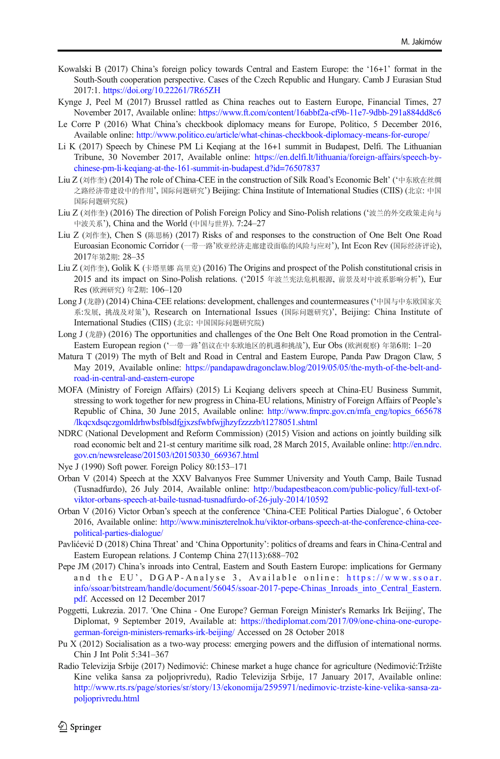Kowalski B (2017) China's foreign policy towards Central and Eastern Europe: the '16+1' format in the South-South cooperation perspective. Cases of the Czech Republic and Hungary. Camb J Eurasian Stud 2017:1. https://doi.org/10.22261/7R65ZH

Kynge J, Peel M (2017) Brussel rattled as China reaches out to Eastern Europe, Financial Times, 27 November 2017, Available online: https://www.ft.com/content/16abbf2a-cf9b-11e7-9dbb-291a884dd8c6

Le Corre P (2016) What China's checkbook diplomacy means for Europe, Politico, 5 December 2016, Available online: http://www.politico.eu/article/what-chinas-checkbook-diplomacy-means-for-europe/

Li K (2017) Speech by Chinese PM Li Keqiang at the 16+1 summit in Budapest, Delfi. The Lithuanian Tribune, 30 November 2017, Available online: https://en.delfi.lt/lithuania/foreign-affairs/speech-by-chinese-pm-li-keqiang-at-the-161-summit-in-budapest.d?id=76507837

Liu Z (刘作奎) (2014) The role of China-CEE in the construction of Silk Road's Economic Belt' ('中东欧在丝绸之路经济带建设中的作用', 国际问题研究') Beijing: China Institute of International Studies (CIIS) (北京: 中国国际问题研究院)

Liu Z (刘作奎) (2016) The direction of Polish Foreign Policy and Sino-Polish relations ('波兰的外交政策走向与中波关系'), China and the World (中国与世界). 7:24–27

Liu Z (刘作奎), Chen S (陈思杨) (2017) Risks of and responses to the construction of One Belt One Road Euroasian Economic Corridor (一带一路'欧亚经济走廊建设面临的风险与应对'), Int Econ Rev (国际经济评论), 2017年第2期: 28–35

Liu Z (刘作奎), Golik K (卡塔里娜 高里克) (2016) The Origins and prospect of the Polish constitutional crisis in 2015 and its impact on Sino-Polish relations. ('2015 年波兰宪法危机根源, 前景及对中波关系影响分析'), Eur Res (欧洲研究) 年2期: 106–120

Long J (龙静) (2014) China-CEE relations: development, challenges and countermeasures ('中国与中东欧国家关系:发展, 挑战及对策'), Research on International Issues (国际问题研究)', Beijing: China Institute of International Studies (CIIS) (北京: 中国国际问题研究院)

Long J (龙静) (2016) The opportunities and challenges of the One Belt One Road promotion in the Central-Eastern European region ('一带一路'倡议在中东欧地区的机遇和挑战'), Eur Obs (欧洲观察) 年第6期: 1–20

Matura T (2019) The myth of Belt and Road in Central and Eastern Europe, Panda Paw Dragon Claw, 5 May 2019, Available online: https://pandapawdragonclaw.blog/2019/05/05/the-myth-of-the-belt-and-road-in-central-and-eastern-europe

MOFA (Ministry of Foreign Affairs) (2015) Li Keqiang delivers speech at China-EU Business Summit, stressing to work together for new progress in China-EU relations, Ministry of Foreign Affairs of People's Republic of China, 30 June 2015, Available online: http://www.fmprc.gov.cn/mfa_eng/topics_665678/lkqcxdsqczgomldrhwbsfblsdfgjxzsfwbfwjjhzyfzzzzb/t1278051.shtml

NDRC (National Development and Reform Commission) (2015) Vision and actions on jointly building silk road economic belt and 21-st century maritime silk road, 28 March 2015, Available online: http://en.ndrc.gov.cn/newsrelease/201503/t20150330_669367.html

Nye J (1990) Soft power. Foreign Policy 80:153–171

Orban V (2014) Speech at the XXV Balvanyos Free Summer University and Youth Camp, Baile Tusnad (Tusnadfurdo), 26 July 2014, Available online: http://budapestbeacon.com/public-policy/full-text-of-viktor-orbans-speech-at-baile-tusnad-tusnadfurdo-of-26-july-2014/10592

Orban V (2016) Victor Orban's speech at the conference 'China-CEE Political Parties Dialogue', 6 October 2016, Available online: http://www.miniszterelnok.hu/viktor-orbans-speech-at-the-conference-china-cee-political-parties-dialogue/

Pavlićević D (2018) China Threat' and 'China Opportunity': politics of dreams and fears in China-Central and Eastern European relations. J Contemp China 27(113):688–702

Pepe JM (2017) China's inroads into Central, Eastern and South Eastern Europe: implications for Germany and the EU', DGAP-Analyse 3, Available online: https://www.ssoar.info/ssoar/bitstream/handle/document/56045/ssoar-2017-pepe-Chinas_Inroads_into_Central_Eastern.pdf. Accessed on 12 December 2017

Poggetti, Lukrezia. 2017. 'One China - One Europe? German Foreign Minister's Remarks Irk Beijing', The Diplomat, 9 September 2019, Available at: https://thediplomat.com/2017/09/one-china-one-europe-german-foreign-ministers-remarks-irk-beijing/ Accessed on 28 October 2018

Pu X (2012) Socialisation as a two-way process: emerging powers and the diffusion of international norms. Chin J Int Polit 5:341–367

Radio Televizija Srbije (2017) Nedimović: Chinese market a huge chance for agriculture (Nedimović:Tržište Kine velika šansa za poljoprivredu), Radio Televizija Srbije, 17 January 2017, Available online: http://www.rts.rs/page/stories/sr/story/13/ekonomija/2595971/nedimovic-trziste-kine-velika-sansa-za-poljoprivredu.html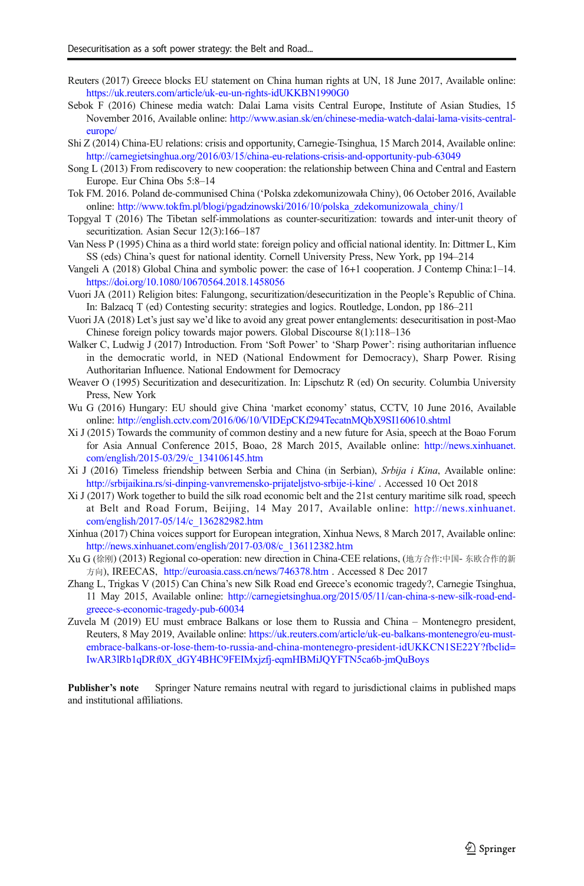Reuters (2017) Greece blocks EU statement on China human rights at UN, 18 June 2017, Available online: https://uk.reuters.com/article/uk-eu-un-rights-idUKKBN1990G0

Sebok F (2016) Chinese media watch: Dalai Lama visits Central Europe, Institute of Asian Studies, 15 November 2016, Available online: http://www.asian.sk/en/chinese-media-watch-dalai-lama-visits-central-europe/

Shi Z (2014) China-EU relations: crisis and opportunity, Carnegie-Tsinghua, 15 March 2014, Available online: http://carnegietsinghua.org/2016/03/15/china-eu-relations-crisis-and-opportunity-pub-63049

Song L (2013) From rediscovery to new cooperation: the relationship between China and Central and Eastern Europe. Eur China Obs 5:8–14

Tok FM. 2016. Poland de-communised China ('Polska zdekomunizowała Chiny), 06 October 2016, Available online: http://www.tokfm.pl/blogi/pgadzinowski/2016/10/polska_zdekomunizowala_chiny/1

Topgyal T (2016) The Tibetan self-immolations as counter-securitization: towards and inter-unit theory of securitization. Asian Secur 12(3):166–187

Van Ness P (1995) China as a third world state: foreign policy and official national identity. In: Dittmer L, Kim SS (eds) China's quest for national identity. Cornell University Press, New York, pp 194–214

Vangeli A (2018) Global China and symbolic power: the case of 16+1 cooperation. J Contemp China:1–14. https://doi.org/10.1080/10670564.2018.1458056

Vuori JA (2011) Religion bites: Falungong, securitization/desecuritization in the People's Republic of China. In: Balzacq T (ed) Contesting security: strategies and logics. Routledge, London, pp 186–211

Vuori JA (2018) Let's just say we'd like to avoid any great power entanglements: desecuritisation in post-Mao Chinese foreign policy towards major powers. Global Discourse 8(1):118–136

Walker C, Ludwig J (2017) Introduction. From 'Soft Power' to 'Sharp Power': rising authoritarian influence in the democratic world, in NED (National Endowment for Democracy), Sharp Power. Rising Authoritarian Influence. National Endowment for Democracy

Weaver O (1995) Securitization and desecuritization. In: Lipschutz R (ed) On security. Columbia University Press, New York

Wu G (2016) Hungary: EU should give China 'market economy' status, CCTV, 10 June 2016, Available online: http://english.cctv.com/2016/06/10/VIDEpCKf294TecatnMQbX9SI160610.shtml

Xi J (2015) Towards the community of common destiny and a new future for Asia, speech at the Boao Forum for Asia Annual Conference 2015, Boao, 28 March 2015, Available online: http://news.xinhuanet.com/english/2015-03/29/c_134106145.htm

Xi J (2016) Timeless friendship between Serbia and China (in Serbian), *Srbija i Kina*, Available online: http://srbijaikina.rs/si-dinping-vanvremensko-prijateljstvo-srbije-i-kine/ . Accessed 10 Oct 2018

Xi J (2017) Work together to build the silk road economic belt and the 21st century maritime silk road, speech at Belt and Road Forum, Beijing, 14 May 2017, Available online: http://news.xinhuanet.com/english/2017-05/14/c_136282982.htm

Xinhua (2017) China voices support for European integration, Xinhua News, 8 March 2017, Available online: http://news.xinhuanet.com/english/2017-03/08/c_136112382.htm

Xu G (徐刚) (2013) Regional co-operation: new direction in China-CEE relations, (地方合作:中国- 东欧合作的新方向), IREECAS, http://euroasia.cass.cn/news/746378.htm . Accessed 8 Dec 2017

Zhang L, Trigkas V (2015) Can China's new Silk Road end Greece's economic tragedy?, Carnegie Tsinghua, 11 May 2015, Available online: http://carnegietsinghua.org/2015/05/11/can-china-s-new-silk-road-end-greece-s-economic-tragedy-pub-60034

Zuvela M (2019) EU must embrace Balkans or lose them to Russia and China – Montenegro president, Reuters, 8 May 2019, Available online: https://uk.reuters.com/article/uk-eu-balkans-montenegro/eu-must-embrace-balkans-or-lose-them-to-russia-and-china-montenegro-president-idUKKCN1SE22Y?fbclid=IwAR3lRb1qDRf0X_dGY4BHC9FEIMxjzfj-eqmHBMiJQYFTN5ca6b-jmQuBoys

**Publisher's note** Springer Nature remains neutral with regard to jurisdictional claims in published maps and institutional affiliations.